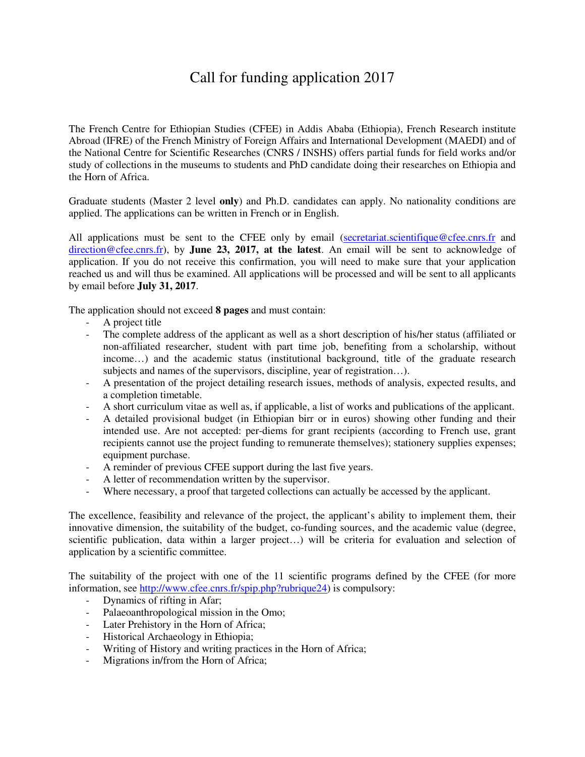# Call for funding application 2017

The French Centre for Ethiopian Studies (CFEE) in Addis Ababa (Ethiopia), French Research institute Abroad (IFRE) of the French Ministry of Foreign Affairs and International Development (MAEDI) and of the National Centre for Scientific Researches (CNRS / INSHS) offers partial funds for field works and/or study of collections in the museums to students and PhD candidate doing their researches on Ethiopia and the Horn of Africa.

Graduate students (Master 2 level **only**) and Ph.D. candidates can apply. No nationality conditions are applied. The applications can be written in French or in English.

All applications must be sent to the CFEE only by email (secretariat.scientifique@cfee.cnrs.fr and direction@cfee.cnrs.fr), by **June 23, 2017, at the latest**. An email will be sent to acknowledge of application. If you do not receive this confirmation, you will need to make sure that your application reached us and will thus be examined. All applications will be processed and will be sent to all applicants by email before **July 31, 2017**.

The application should not exceed **8 pages** and must contain:

- A project title
- The complete address of the applicant as well as a short description of his/her status (affiliated or non-affiliated researcher, student with part time job, benefiting from a scholarship, without income…) and the academic status (institutional background, title of the graduate research subjects and names of the supervisors, discipline, year of registration…).
- A presentation of the project detailing research issues, methods of analysis, expected results, and a completion timetable.
- A short curriculum vitae as well as, if applicable, a list of works and publications of the applicant.
- A detailed provisional budget (in Ethiopian birr or in euros) showing other funding and their intended use. Are not accepted: per-diems for grant recipients (according to French use, grant recipients cannot use the project funding to remunerate themselves); stationery supplies expenses; equipment purchase.
- A reminder of previous CFEE support during the last five years.
- A letter of recommendation written by the supervisor.
- Where necessary, a proof that targeted collections can actually be accessed by the applicant.

The excellence, feasibility and relevance of the project, the applicant's ability to implement them, their innovative dimension, the suitability of the budget, co-funding sources, and the academic value (degree, scientific publication, data within a larger project…) will be criteria for evaluation and selection of application by a scientific committee.

The suitability of the project with one of the 11 scientific programs defined by the CFEE (for more information, see http://www.cfee.cnrs.fr/spip.php?rubrique24) is compulsory:

- Dynamics of rifting in Afar;
- Palaeoanthropological mission in the Omo;
- Later Prehistory in the Horn of Africa;
- Historical Archaeology in Ethiopia;
- Writing of History and writing practices in the Horn of Africa;
- Migrations in/from the Horn of Africa;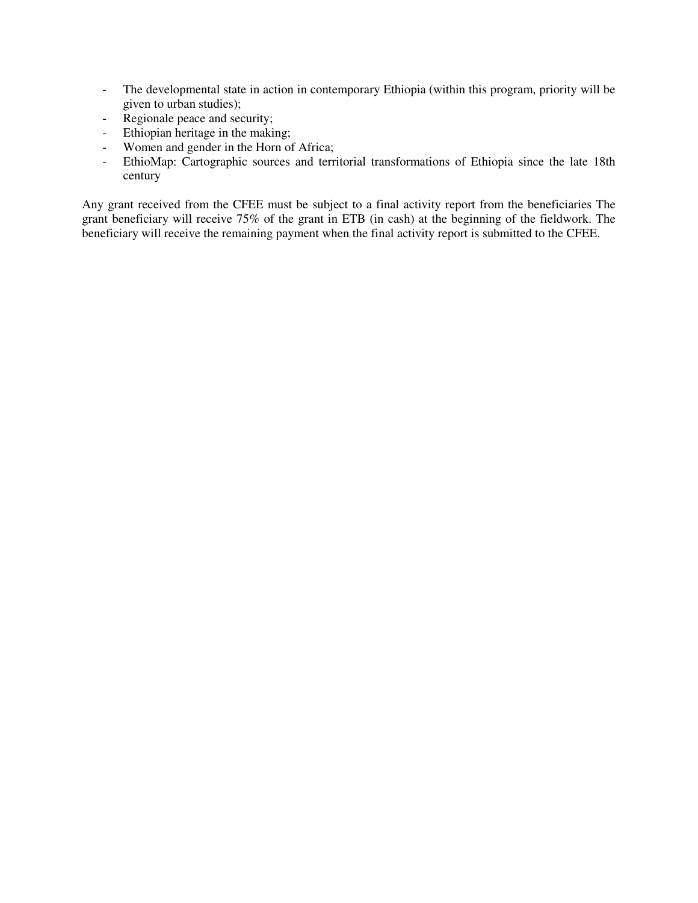- The developmental state in action in contemporary Ethiopia (within this program, priority will be given to urban studies);
- Regionale peace and security;
- Ethiopian heritage in the making;
- Women and gender in the Horn of Africa;
- EthioMap: Cartographic sources and territorial transformations of Ethiopia since the late 18th century

Any grant received from the CFEE must be subject to a final activity report from the beneficiaries The grant beneficiary will receive 75% of the grant in ETB (in cash) at the beginning of the fieldwork. The beneficiary will receive the remaining payment when the final activity report is submitted to the CFEE.